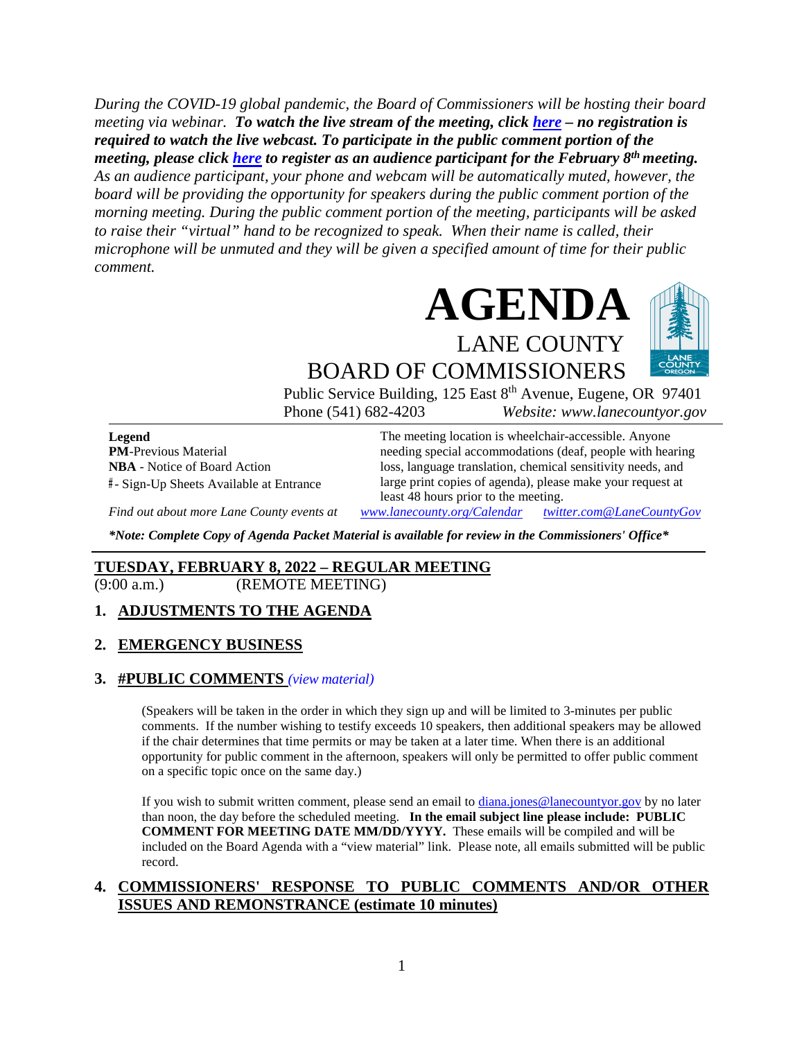*During the COVID-19 global pandemic, the Board of Commissioners will be hosting their board meeting via webinar.* ***To watch the live stream of the meeting, click here – no registration is required to watch the live webcast. To participate in the public comment portion of the meeting, please click here to register as an audience participant for the February 8th meeting.*** *As an audience participant, your phone and webcam will be automatically muted, however, the board will be providing the opportunity for speakers during the public comment portion of the morning meeting. During the public comment portion of the meeting, participants will be asked to raise their "virtual" hand to be recognized to speak. When their name is called, their microphone will be unmuted and they will be given a specified amount of time for their public comment.*

# AGENDA

## LANE COUNTY BOARD OF COMMISSIONERS

Public Service Building, 125 East 8th Avenue, Eugene, OR 97401
Phone (541) 682-4203 *Website: www.lanecountyor.gov*

**Legend**
**PM**-Previous Material
**NBA** - Notice of Board Action
#- Sign-Up Sheets Available at Entrance

The meeting location is wheelchair-accessible. Anyone needing special accommodations (deaf, people with hearing loss, language translation, chemical sensitivity needs, and large print copies of agenda), please make your request at least 48 hours prior to the meeting.

*Find out about more Lane County events at www.lanecounty.org/Calendar twitter.com@LaneCountyGov*

***\*Note: Complete Copy of Agenda Packet Material is available for review in the Commissioners' Office\****

## TUESDAY, FEBRUARY 8, 2022 – REGULAR MEETING

(9:00 a.m.) (REMOTE MEETING)

### 1. ADJUSTMENTS TO THE AGENDA

### 2. EMERGENCY BUSINESS

### 3. #PUBLIC COMMENTS *(view material)*

(Speakers will be taken in the order in which they sign up and will be limited to 3-minutes per public comments. If the number wishing to testify exceeds 10 speakers, then additional speakers may be allowed if the chair determines that time permits or may be taken at a later time. When there is an additional opportunity for public comment in the afternoon, speakers will only be permitted to offer public comment on a specific topic once on the same day.)

If you wish to submit written comment, please send an email to diana.jones@lanecountyor.gov by no later than noon, the day before the scheduled meeting. **In the email subject line please include: PUBLIC COMMENT FOR MEETING DATE MM/DD/YYYY.** These emails will be compiled and will be included on the Board Agenda with a "view material" link. Please note, all emails submitted will be public record.

### 4. COMMISSIONERS' RESPONSE TO PUBLIC COMMENTS AND/OR OTHER ISSUES AND REMONSTRANCE (estimate 10 minutes)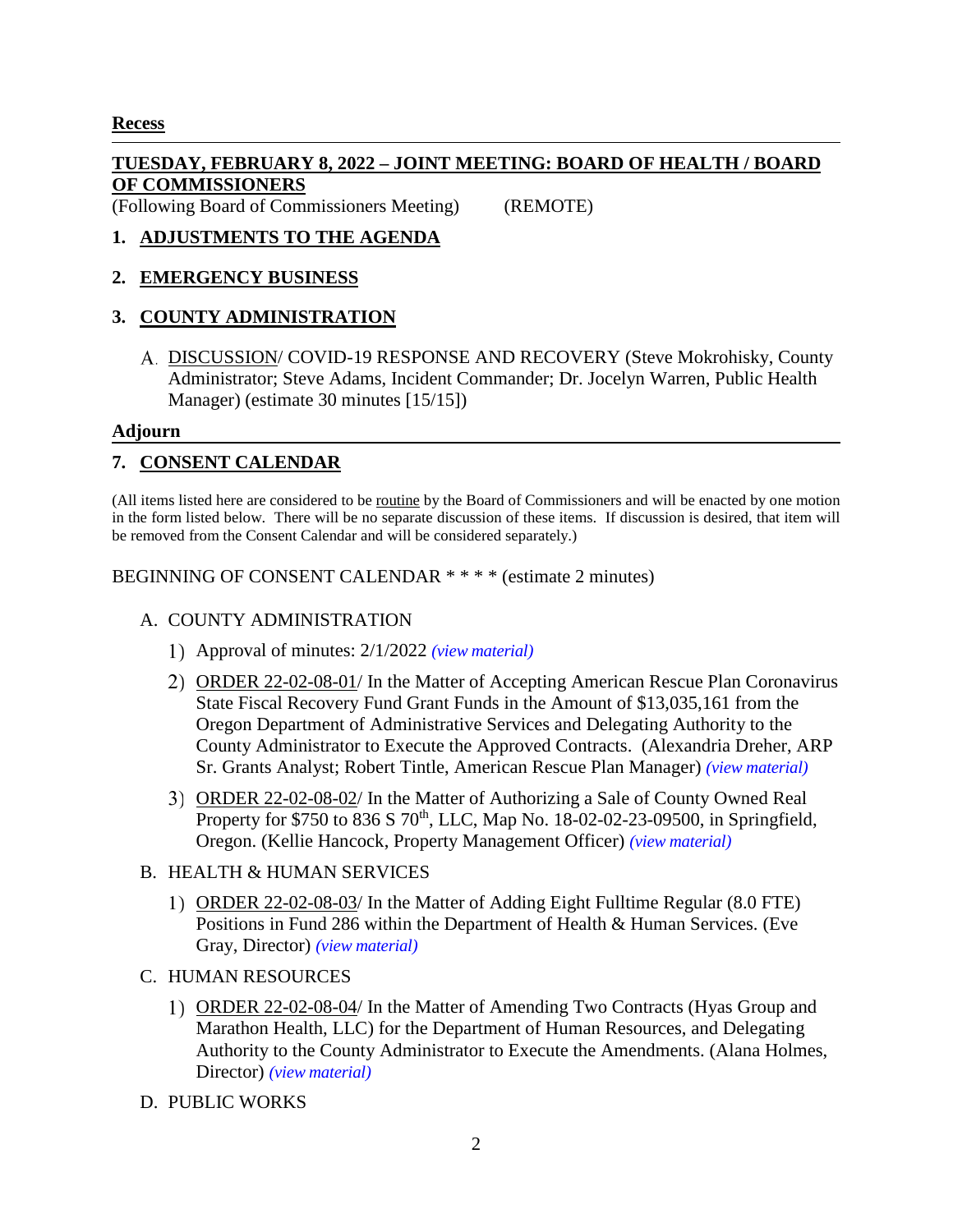**Recess**

---

**TUESDAY, FEBRUARY 8, 2022 – JOINT MEETING: BOARD OF HEALTH / BOARD OF COMMISSIONERS**
(Following Board of Commissioners Meeting) (REMOTE)

**1. ADJUSTMENTS TO THE AGENDA**

**2. EMERGENCY BUSINESS**

**3. COUNTY ADMINISTRATION**

A. DISCUSSION/ COVID-19 RESPONSE AND RECOVERY (Steve Mokrohisky, County Administrator; Steve Adams, Incident Commander; Dr. Jocelyn Warren, Public Health Manager) (estimate 30 minutes [15/15])

**Adjourn**

---

**7. CONSENT CALENDAR**

(All items listed here are considered to be routine by the Board of Commissioners and will be enacted by one motion in the form listed below. There will be no separate discussion of these items. If discussion is desired, that item will be removed from the Consent Calendar and will be considered separately.)

BEGINNING OF CONSENT CALENDAR * * * * (estimate 2 minutes)

A. COUNTY ADMINISTRATION

1) Approval of minutes: 2/1/2022 *(view material)*

2) ORDER 22-02-08-01/ In the Matter of Accepting American Rescue Plan Coronavirus State Fiscal Recovery Fund Grant Funds in the Amount of $13,035,161 from the Oregon Department of Administrative Services and Delegating Authority to the County Administrator to Execute the Approved Contracts. (Alexandria Dreher, ARP Sr. Grants Analyst; Robert Tintle, American Rescue Plan Manager) *(view material)*

3) ORDER 22-02-08-02/ In the Matter of Authorizing a Sale of County Owned Real Property for $750 to 836 S 70th, LLC, Map No. 18-02-02-23-09500, in Springfield, Oregon. (Kellie Hancock, Property Management Officer) *(view material)*

B. HEALTH & HUMAN SERVICES

1) ORDER 22-02-08-03/ In the Matter of Adding Eight Fulltime Regular (8.0 FTE) Positions in Fund 286 within the Department of Health & Human Services. (Eve Gray, Director) *(view material)*

C. HUMAN RESOURCES

1) ORDER 22-02-08-04/ In the Matter of Amending Two Contracts (Hyas Group and Marathon Health, LLC) for the Department of Human Resources, and Delegating Authority to the County Administrator to Execute the Amendments. (Alana Holmes, Director) *(view material)*

D. PUBLIC WORKS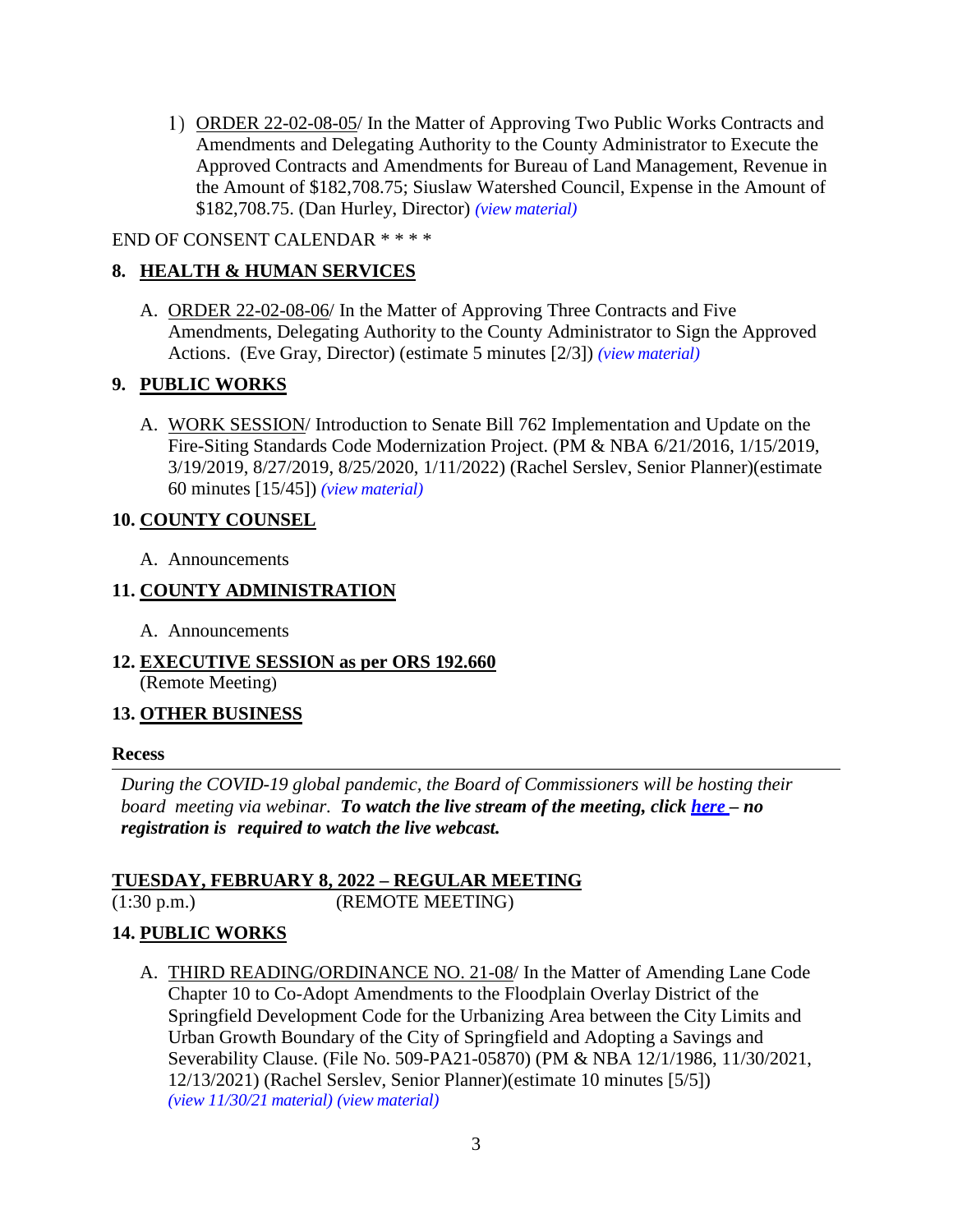1) ORDER 22-02-08-05/ In the Matter of Approving Two Public Works Contracts and Amendments and Delegating Authority to the County Administrator to Execute the Approved Contracts and Amendments for Bureau of Land Management, Revenue in the Amount of $182,708.75; Siuslaw Watershed Council, Expense in the Amount of $182,708.75. (Dan Hurley, Director) *(view material)*

END OF CONSENT CALENDAR * * * *

## 8. HEALTH & HUMAN SERVICES

A. ORDER 22-02-08-06/ In the Matter of Approving Three Contracts and Five Amendments, Delegating Authority to the County Administrator to Sign the Approved Actions. (Eve Gray, Director) (estimate 5 minutes [2/3]) *(view material)*

## 9. PUBLIC WORKS

A. WORK SESSION/ Introduction to Senate Bill 762 Implementation and Update on the Fire-Siting Standards Code Modernization Project. (PM & NBA 6/21/2016, 1/15/2019, 3/19/2019, 8/27/2019, 8/25/2020, 1/11/2022) (Rachel Serslev, Senior Planner)(estimate 60 minutes [15/45]) *(view material)*

## 10. COUNTY COUNSEL

A. Announcements

## 11. COUNTY ADMINISTRATION

A. Announcements

## 12. EXECUTIVE SESSION as per ORS 192.660

(Remote Meeting)

## 13. OTHER BUSINESS

**Recess**

---

*During the COVID-19 global pandemic, the Board of Commissioners will be hosting their board meeting via webinar.* ***To watch the live stream of the meeting, click here – no registration is required to watch the live webcast.***

## TUESDAY, FEBRUARY 8, 2022 – REGULAR MEETING

(1:30 p.m.) (REMOTE MEETING)

## 14. PUBLIC WORKS

A. THIRD READING/ORDINANCE NO. 21-08/ In the Matter of Amending Lane Code Chapter 10 to Co-Adopt Amendments to the Floodplain Overlay District of the Springfield Development Code for the Urbanizing Area between the City Limits and Urban Growth Boundary of the City of Springfield and Adopting a Savings and Severability Clause. (File No. 509-PA21-05870) (PM & NBA 12/1/1986, 11/30/2021, 12/13/2021) (Rachel Serslev, Senior Planner)(estimate 10 minutes [5/5]) *(view 11/30/21 material) (view material)*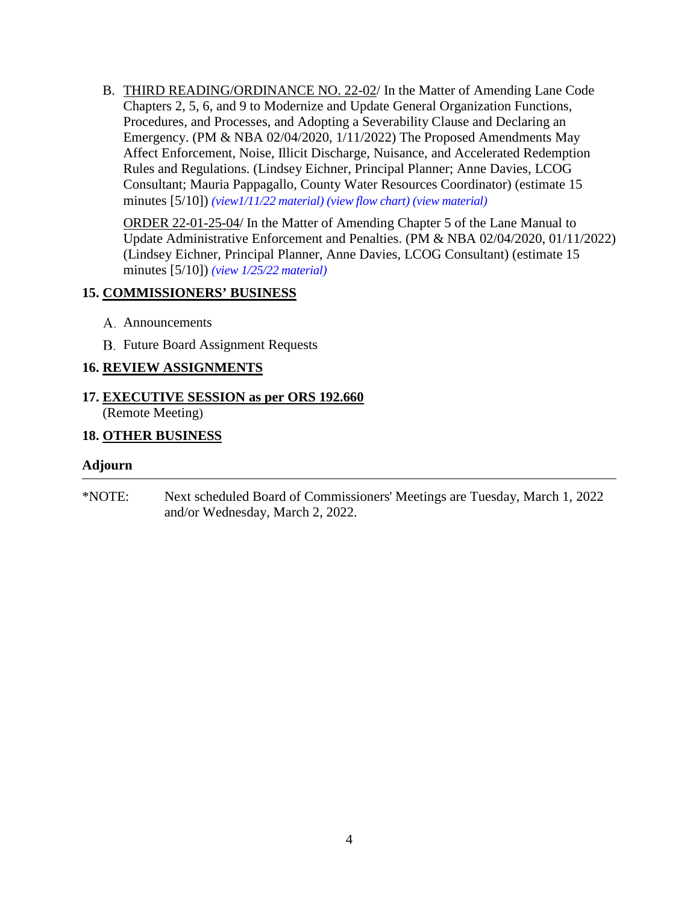B. <u>THIRD READING/ORDINANCE NO. 22-02</u>/ In the Matter of Amending Lane Code Chapters 2, 5, 6, and 9 to Modernize and Update General Organization Functions, Procedures, and Processes, and Adopting a Severability Clause and Declaring an Emergency. (PM & NBA 02/04/2020, 1/11/2022) The Proposed Amendments May Affect Enforcement, Noise, Illicit Discharge, Nuisance, and Accelerated Redemption Rules and Regulations. (Lindsey Eichner, Principal Planner; Anne Davies, LCOG Consultant; Mauria Pappagallo, County Water Resources Coordinator) (estimate 15 minutes [5/10]) *(view1/11/22 material) (view flow chart) (view material)*

   <u>ORDER 22-01-25-04</u>/ In the Matter of Amending Chapter 5 of the Lane Manual to Update Administrative Enforcement and Penalties. (PM & NBA 02/04/2020, 01/11/2022) (Lindsey Eichner, Principal Planner, Anne Davies, LCOG Consultant) (estimate 15 minutes [5/10]) *(view 1/25/22 material)*

## 15. COMMISSIONERS' BUSINESS

A. Announcements

B. Future Board Assignment Requests

## 16. REVIEW ASSIGNMENTS

## 17. EXECUTIVE SESSION as per ORS 192.660

(Remote Meeting)

## 18. OTHER BUSINESS

## Adjourn

---

*NOTE: Next scheduled Board of Commissioners' Meetings are Tuesday, March 1, 2022 and/or Wednesday, March 2, 2022.